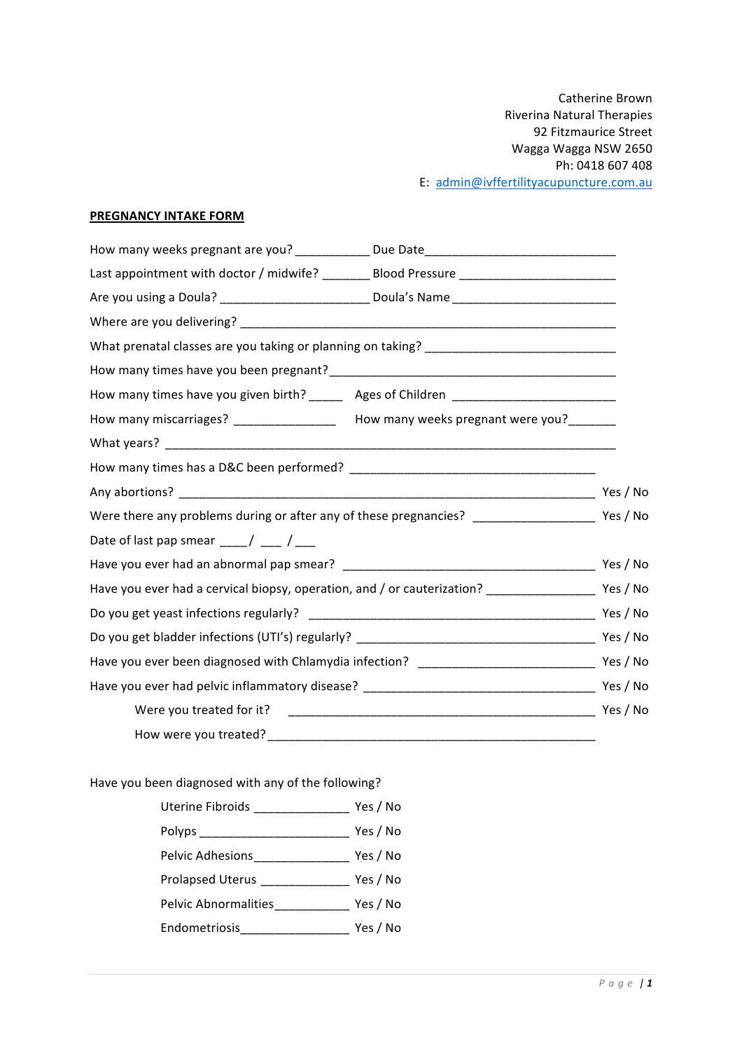Catherine Brown
Riverina Natural Therapies
92 Fitzmaurice Street
Wagga Wagga NSW 2650
Ph: 0418 607 408
E: admin@ivffertilityacupuncture.com.au

**PREGNANCY INTAKE FORM**

How many weeks pregnant are you? ___________ Due Date_____________________________

Last appointment with doctor / midwife? _______ Blood Pressure _______________________

Are you using a Doula? ______________________ Doula's Name ________________________

Where are you delivering? _______________________________________________________

What prenatal classes are you taking or planning on taking? ____________________________

How many times have you been pregnant?__________________________________________

How many times have you given birth? _____ Ages of Children ________________________

How many miscarriages? _______________ How many weeks pregnant were you?_______

What years? _________________________________________________________________

How many times has a D&C been performed? ____________________________________

Any abortions? ____________________________________________________________ Yes / No

Were there any problems during or after any of these pregnancies? __________________ Yes / No

Date of last pap smear ____/ ___ /___

Have you ever had an abnormal pap smear? _____________________________________ Yes / No

Have you ever had a cervical biopsy, operation, and / or cauterization? ________________ Yes / No

Do you get yeast infections regularly? __________________________________________ Yes / No

Do you get bladder infections (UTI's) regularly? ___________________________________ Yes / No

Have you ever been diagnosed with Chlamydia infection? __________________________ Yes / No

Have you ever had pelvic inflammatory disease? _________________________________ Yes / No

Were you treated for it? _______________________________________________ Yes / No

How were you treated? ______________________________________________

Have you been diagnosed with any of the following?

Uterine Fibroids ______________ Yes / No

Polyps ______________________ Yes / No

Pelvic Adhesions______________ Yes / No

Prolapsed Uterus _____________ Yes / No

Pelvic Abnormalities___________ Yes / No

Endometriosis________________ Yes / No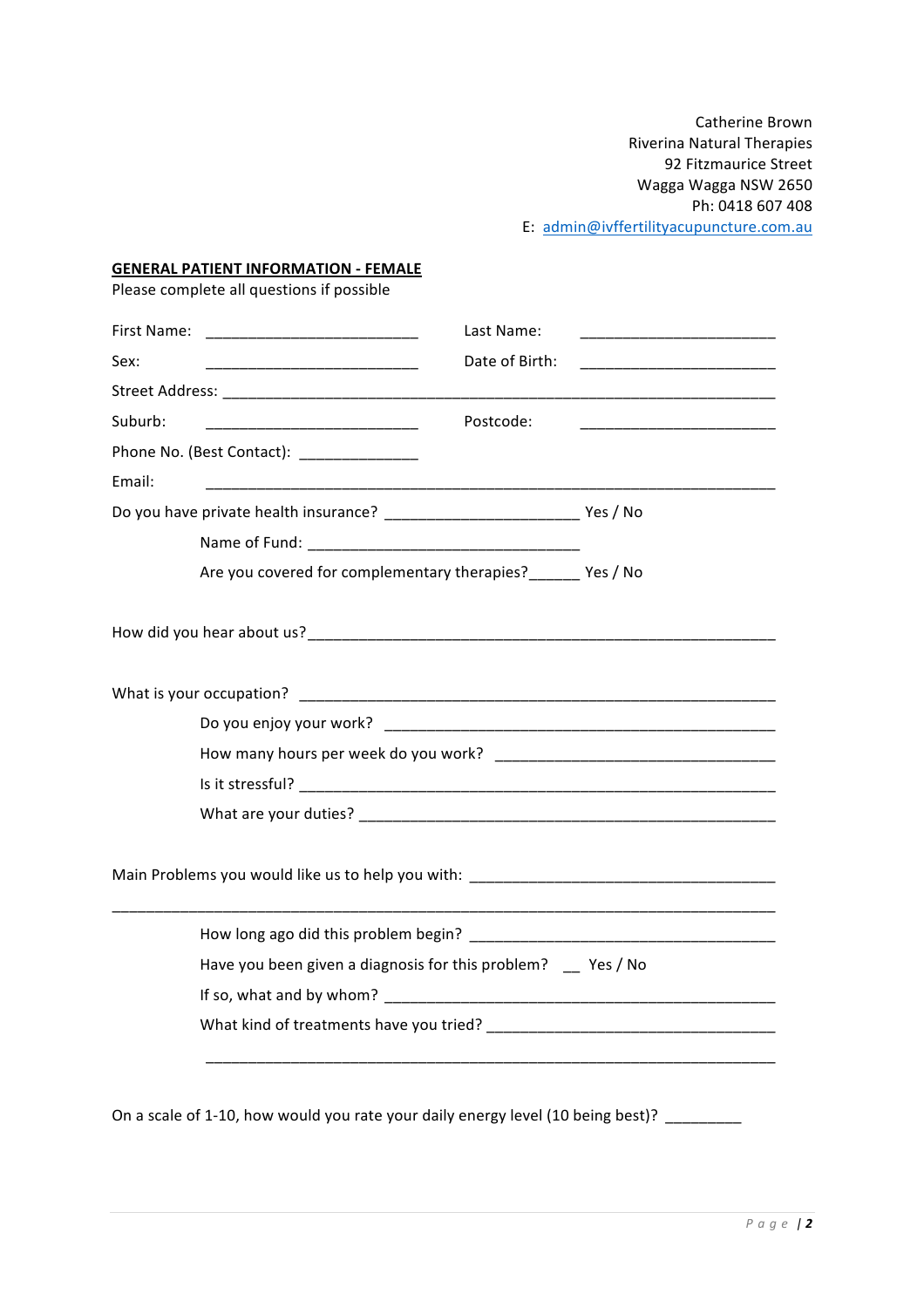Catherine Brown
Riverina Natural Therapies
92 Fitzmaurice Street
Wagga Wagga NSW 2650
Ph: 0418 607 408
E: admin@ivffertilityacupuncture.com.au

**GENERAL PATIENT INFORMATION - FEMALE**

Please complete all questions if possible

First Name: __________________________ Last Name: ________________________

Sex: __________________________ Date of Birth: ________________________

Street Address: ______________________________________________________________________

Suburb: __________________________ Postcode: ________________________

Phone No. (Best Contact): ______________

Email: ______________________________________________________________________

Do you have private health insurance? ________________________ Yes / No

Name of Fund: __________________________________

Are you covered for complementary therapies?______ Yes / No

How did you hear about us?__________________________________________________________

What is your occupation? ___________________________________________________________

Do you enjoy your work? ________________________________________________

How many hours per week do you work? __________________________________

Is it stressful? ______________________________________________________________

What are your duties? ____________________________________________________

Main Problems you would like us to help you with: ______________________________________

______________________________________________________________________________

How long ago did this problem begin? ______________________________________

Have you been given a diagnosis for this problem? __ Yes / No

If so, what and by whom? ________________________________________________

What kind of treatments have you tried? ___________________________________

______________________________________________________________________

On a scale of 1-10, how would you rate your daily energy level (10 being best)? _________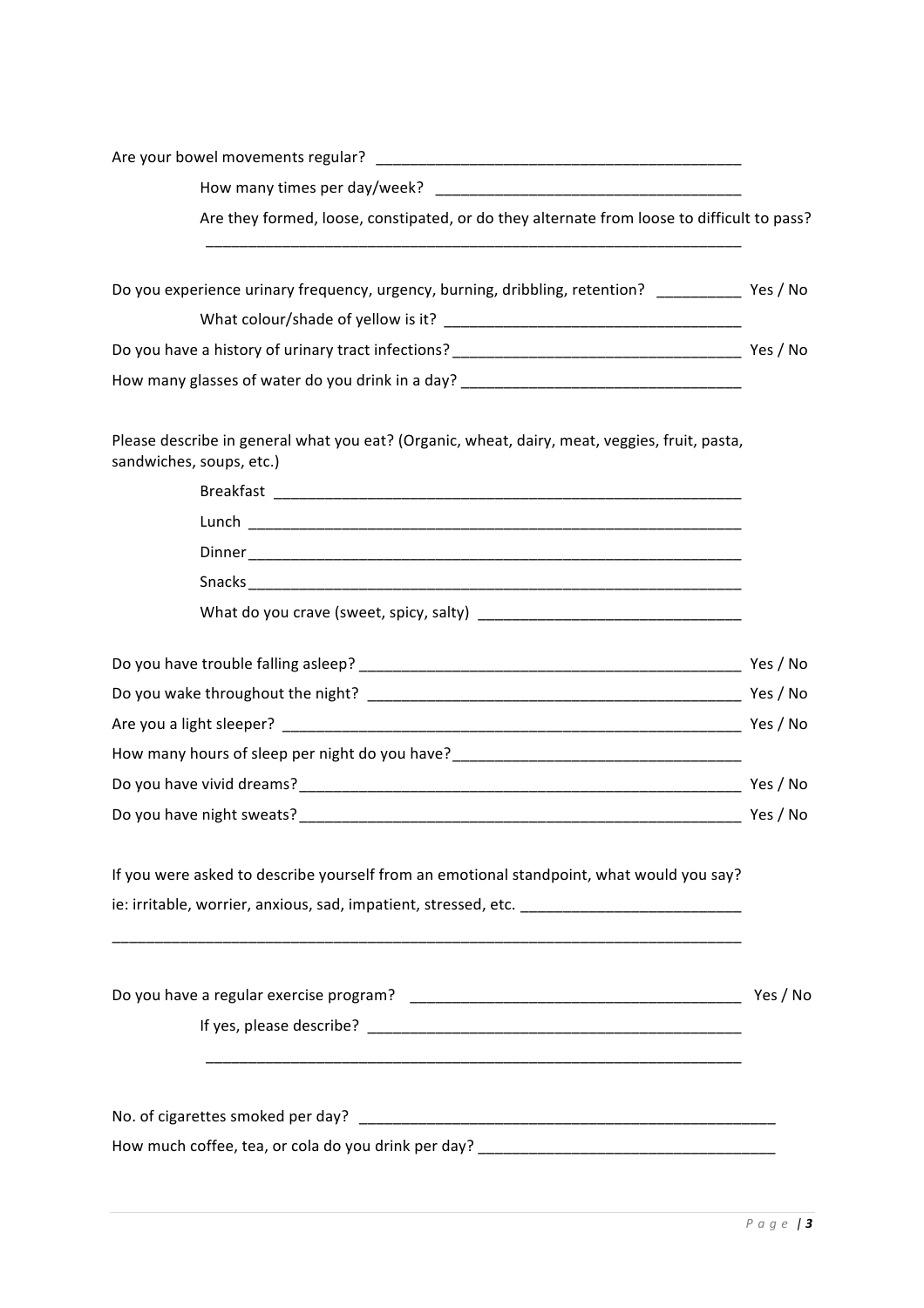Are your bowel movements regular? ____________________________________________

How many times per day/week? ____________________________________

Are they formed, loose, constipated, or do they alternate from loose to difficult to pass?

_________________________________________________________________

Do you experience urinary frequency, urgency, burning, dribbling, retention? __________ Yes / No

What colour/shade of yellow is it? ___________________________________

Do you have a history of urinary tract infections? __________________________________ Yes / No

How many glasses of water do you drink in a day? _________________________________

Please describe in general what you eat? (Organic, wheat, dairy, meat, veggies, fruit, pasta, sandwiches, soups, etc.)

Breakfast __________________________________________________________

Lunch ______________________________________________________________

Dinner______________________________________________________________

Snacks______________________________________________________________

What do you crave (sweet, spicy, salty) _______________________________

Do you have trouble falling asleep? ______________________________________________ Yes / No

Do you wake throughout the night? _____________________________________________ Yes / No

Are you a light sleeper? ________________________________________________________ Yes / No

How many hours of sleep per night do you have? _________________________________

Do you have vivid dreams? ______________________________________________________ Yes / No

Do you have night sweats? ______________________________________________________ Yes / No

If you were asked to describe yourself from an emotional standpoint, what would you say?

ie: irritable, worrier, anxious, sad, impatient, stressed, etc. __________________________

______________________________________________________________________________

Do you have a regular exercise program? _______________________________________ Yes / No

If yes, please describe? ___________________________________________

_________________________________________________________________

No. of cigarettes smoked per day? ____________________________________________________

How much coffee, tea, or cola do you drink per day? ___________________________________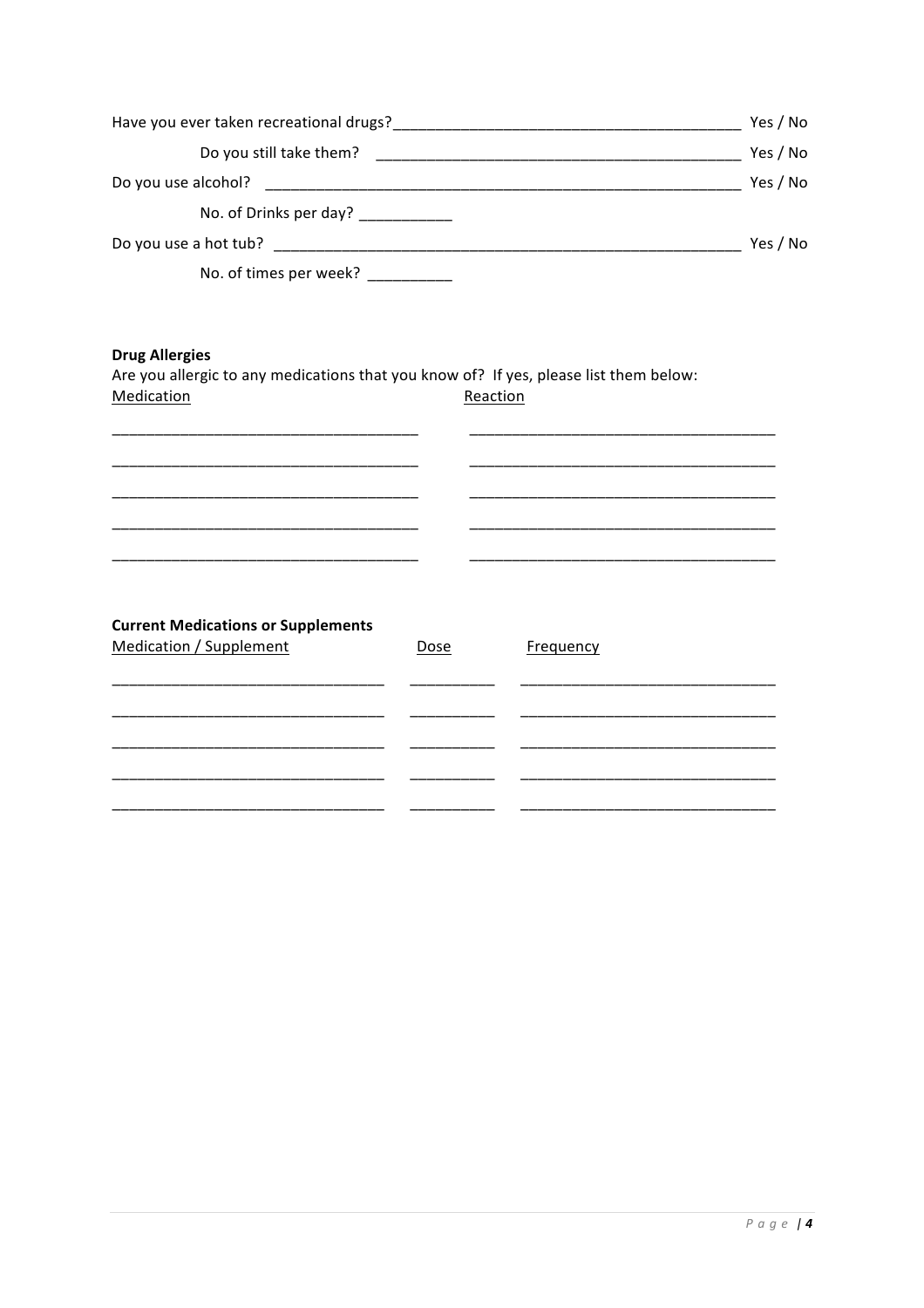Have you ever taken recreational drugs? ________________________________________ Yes / No

Do you still take them? ________________________________________ Yes / No

Do you use alcohol? ________________________________________ Yes / No

No. of Drinks per day? ___________

Do you use a hot tub? ________________________________________ Yes / No

No. of times per week? __________

**Drug Allergies**

Are you allergic to any medications that you know of? If yes, please list them below:

| Medication | Reaction |
| --- | --- |
| | |
| | |
| | |
| | |
| | |

**Current Medications or Supplements**

| Medication / Supplement | Dose | Frequency |
| --- | --- | --- |
| | | |
| | | |
| | | |
| | | |
| | | |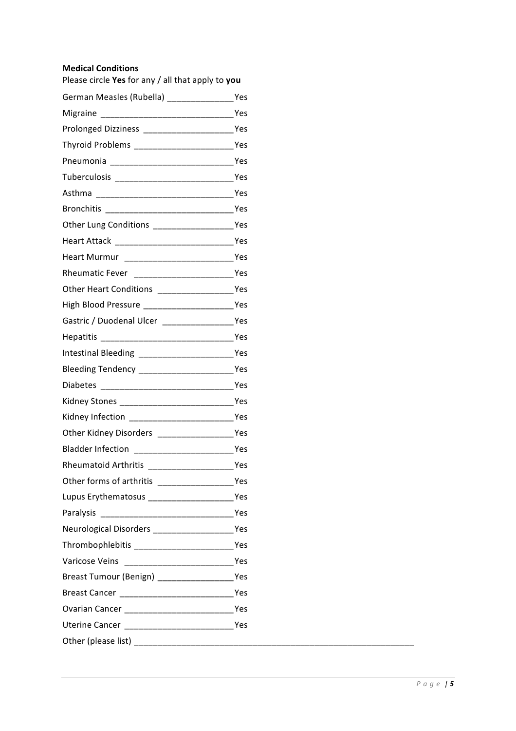**Medical Conditions**

Please circle **Yes** for any / all that apply to **you**

German Measles (Rubella) ______________ Yes

Migraine ____________________________ Yes

Prolonged Dizziness ___________________ Yes

Thyroid Problems _____________________ Yes

Pneumonia __________________________ Yes

Tuberculosis _________________________ Yes

Asthma _____________________________ Yes

Bronchitis ___________________________ Yes

Other Lung Conditions _________________ Yes

Heart Attack _________________________ Yes

Heart Murmur _______________________ Yes

Rheumatic Fever _____________________ Yes

Other Heart Conditions ________________ Yes

High Blood Pressure ___________________ Yes

Gastric / Duodenal Ulcer _______________ Yes

Hepatitis ____________________________ Yes

Intestinal Bleeding ____________________ Yes

Bleeding Tendency ____________________ Yes

Diabetes ____________________________ Yes

Kidney Stones ________________________ Yes

Kidney Infection ______________________ Yes

Other Kidney Disorders ________________ Yes

Bladder Infection _____________________ Yes

Rheumatoid Arthritis __________________ Yes

Other forms of arthritis ________________ Yes

Lupus Erythematosus __________________ Yes

Paralysis ____________________________ Yes

Neurological Disorders _________________ Yes

Thrombophlebitis _____________________ Yes

Varicose Veins _______________________ Yes

Breast Tumour (Benign) ________________ Yes

Breast Cancer ________________________ Yes

Ovarian Cancer _______________________ Yes

Uterine Cancer _______________________ Yes

Other (please list) ____________________________________________________________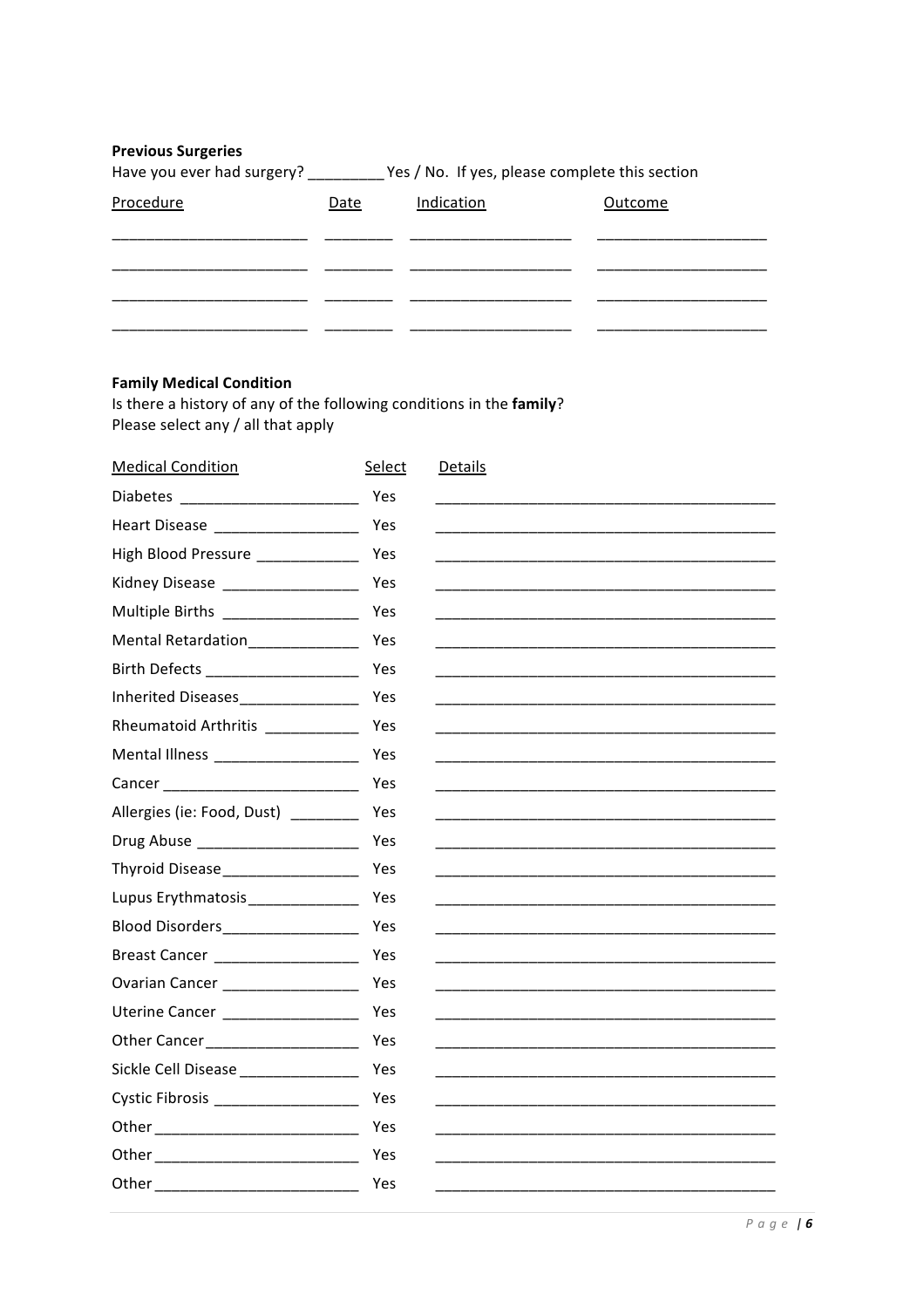**Previous Surgeries**

Have you ever had surgery? _________ Yes / No. If yes, please complete this section

| Procedure | Date | Indication | Outcome |
| --- | --- | --- | --- |
| | | | |
| | | | |
| | | | |
| | | | |

**Family Medical Condition**

Is there a history of any of the following conditions in the **family**?
Please select any / all that apply

| Medical Condition | Select | Details |
| --- | --- | --- |
| Diabetes | Yes | |
| Heart Disease | Yes | |
| High Blood Pressure | Yes | |
| Kidney Disease | Yes | |
| Multiple Births | Yes | |
| Mental Retardation | Yes | |
| Birth Defects | Yes | |
| Inherited Diseases | Yes | |
| Rheumatoid Arthritis | Yes | |
| Mental Illness | Yes | |
| Cancer | Yes | |
| Allergies (ie: Food, Dust) | Yes | |
| Drug Abuse | Yes | |
| Thyroid Disease | Yes | |
| Lupus Erythmatosis | Yes | |
| Blood Disorders | Yes | |
| Breast Cancer | Yes | |
| Ovarian Cancer | Yes | |
| Uterine Cancer | Yes | |
| Other Cancer | Yes | |
| Sickle Cell Disease | Yes | |
| Cystic Fibrosis | Yes | |
| Other | Yes | |
| Other | Yes | |
| Other | Yes | |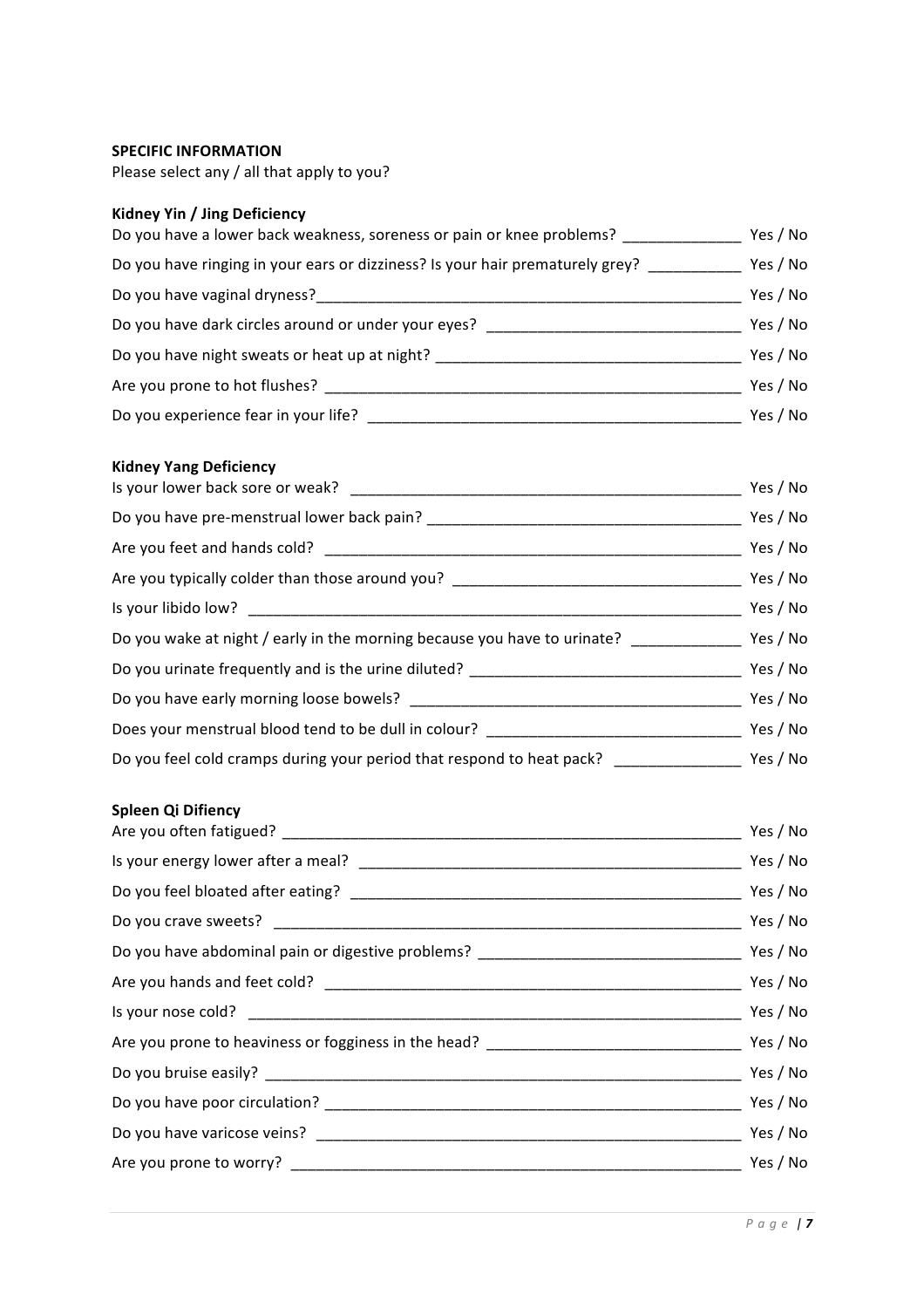**SPECIFIC INFORMATION**

Please select any / all that apply to you?

**Kidney Yin / Jing Deficiency**

Do you have a lower back weakness, soreness or pain or knee problems? ______________ Yes / No

Do you have ringing in your ears or dizziness? Is your hair prematurely grey? ___________ Yes / No

Do you have vaginal dryness?___________________________________________________ Yes / No

Do you have dark circles around or under your eyes? ______________________________ Yes / No

Do you have night sweats or heat up at night? ____________________________________ Yes / No

Are you prone to hot flushes? __________________________________________________ Yes / No

Do you experience fear in your life? ____________________________________________ Yes / No

**Kidney Yang Deficiency**

Is your lower back sore or weak? _______________________________________________ Yes / No

Do you have pre-menstrual lower back pain? _____________________________________ Yes / No

Are you feet and hands cold? __________________________________________________ Yes / No

Are you typically colder than those around you? ___________________________________ Yes / No

Is your libido low? ___________________________________________________________ Yes / No

Do you wake at night / early in the morning because you have to urinate? _____________ Yes / No

Do you urinate frequently and is the urine diluted? ________________________________ Yes / No

Do you have early morning loose bowels? _______________________________________ Yes / No

Does your menstrual blood tend to be dull in colour? _______________________________ Yes / No

Do you feel cold cramps during your period that respond to heat pack? _______________ Yes / No

**Spleen Qi Difiency**

Are you often fatigued? _______________________________________________________ Yes / No

Is your energy lower after a meal? ______________________________________________ Yes / No

Do you feel bloated after eating? _______________________________________________ Yes / No

Do you crave sweets? _________________________________________________________ Yes / No

Do you have abdominal pain or digestive problems? ________________________________ Yes / No

Are you hands and feet cold? __________________________________________________ Yes / No

Is your nose cold? ____________________________________________________________ Yes / No

Are you prone to heaviness or fogginess in the head? ______________________________ Yes / No

Do you bruise easily? _________________________________________________________ Yes / No

Do you have poor circulation? __________________________________________________ Yes / No

Do you have varicose veins? ___________________________________________________ Yes / No

Are you prone to worry? _______________________________________________________ Yes / No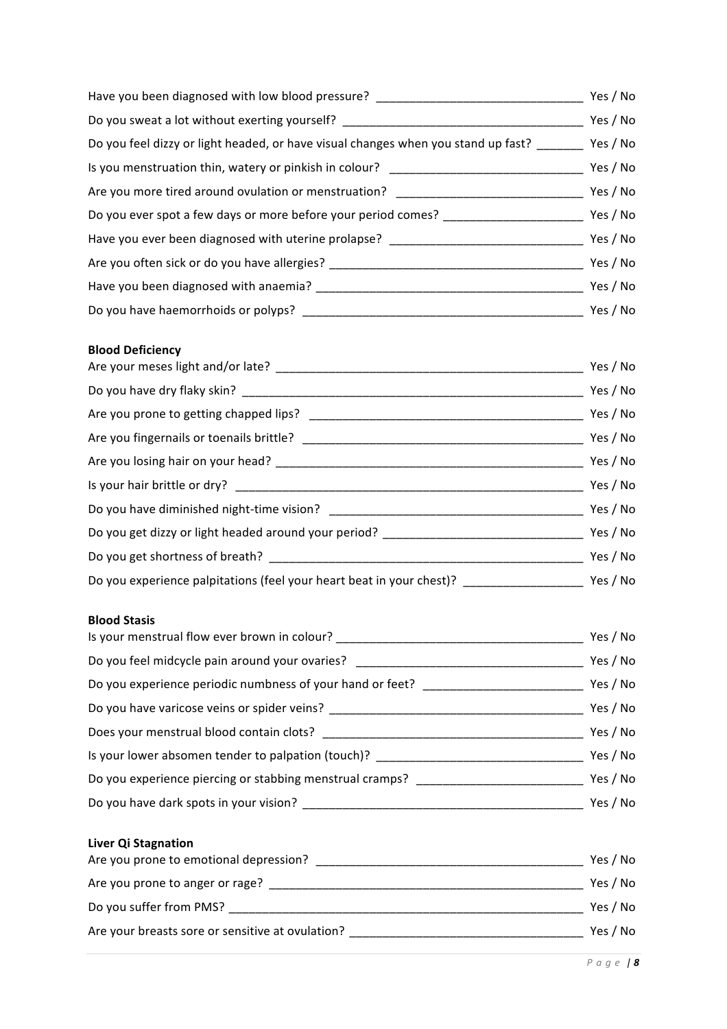Have you been diagnosed with low blood pressure? _______________________________ Yes / No

Do you sweat a lot without exerting yourself? ____________________________________ Yes / No

Do you feel dizzy or light headed, or have visual changes when you stand up fast? _______ Yes / No

Is you menstruation thin, watery or pinkish in colour? _____________________________ Yes / No

Are you more tired around ovulation or menstruation? _____________________________ Yes / No

Do you ever spot a few days or more before your period comes? ____________________ Yes / No

Have you ever been diagnosed with uterine prolapse? _____________________________ Yes / No

Are you often sick or do you have allergies? _____________________________________ Yes / No

Have you been diagnosed with anaemia? _______________________________________ Yes / No

Do you have haemorrhoids or polyps? _________________________________________ Yes / No

**Blood Deficiency**

Are your meses light and/or late? _____________________________________________ Yes / No

Do you have dry flaky skin? _________________________________________________ Yes / No

Are you prone to getting chapped lips? ________________________________________ Yes / No

Are you fingernails or toenails brittle? ________________________________________ Yes / No

Are you losing hair on your head? ____________________________________________ Yes / No

Is your hair brittle or dry? __________________________________________________ Yes / No

Do you have diminished night-time vision? ______________________________________ Yes / No

Do you get dizzy or light headed around your period? ______________________________ Yes / No

Do you get shortness of breath? ______________________________________________ Yes / No

Do you experience palpitations (feel your heart beat in your chest)? _________________ Yes / No

**Blood Stasis**

Is your menstrual flow ever brown in colour? ____________________________________ Yes / No

Do you feel midcycle pain around your ovaries? __________________________________ Yes / No

Do you experience periodic numbness of your hand or feet? _______________________ Yes / No

Do you have varicose veins or spider veins? _____________________________________ Yes / No

Does your menstrual blood contain clots? _______________________________________ Yes / No

Is your lower absomen tender to palpation (touch)? _______________________________ Yes / No

Do you experience piercing or stabbing menstrual cramps? ________________________ Yes / No

Do you have dark spots in your vision? _________________________________________ Yes / No

**Liver Qi Stagnation**

Are you prone to emotional depression? ________________________________________ Yes / No

Are you prone to anger or rage? _______________________________________________ Yes / No

Do you suffer from PMS? ____________________________________________________ Yes / No

Are your breasts sore or sensitive at ovulation? __________________________________ Yes / No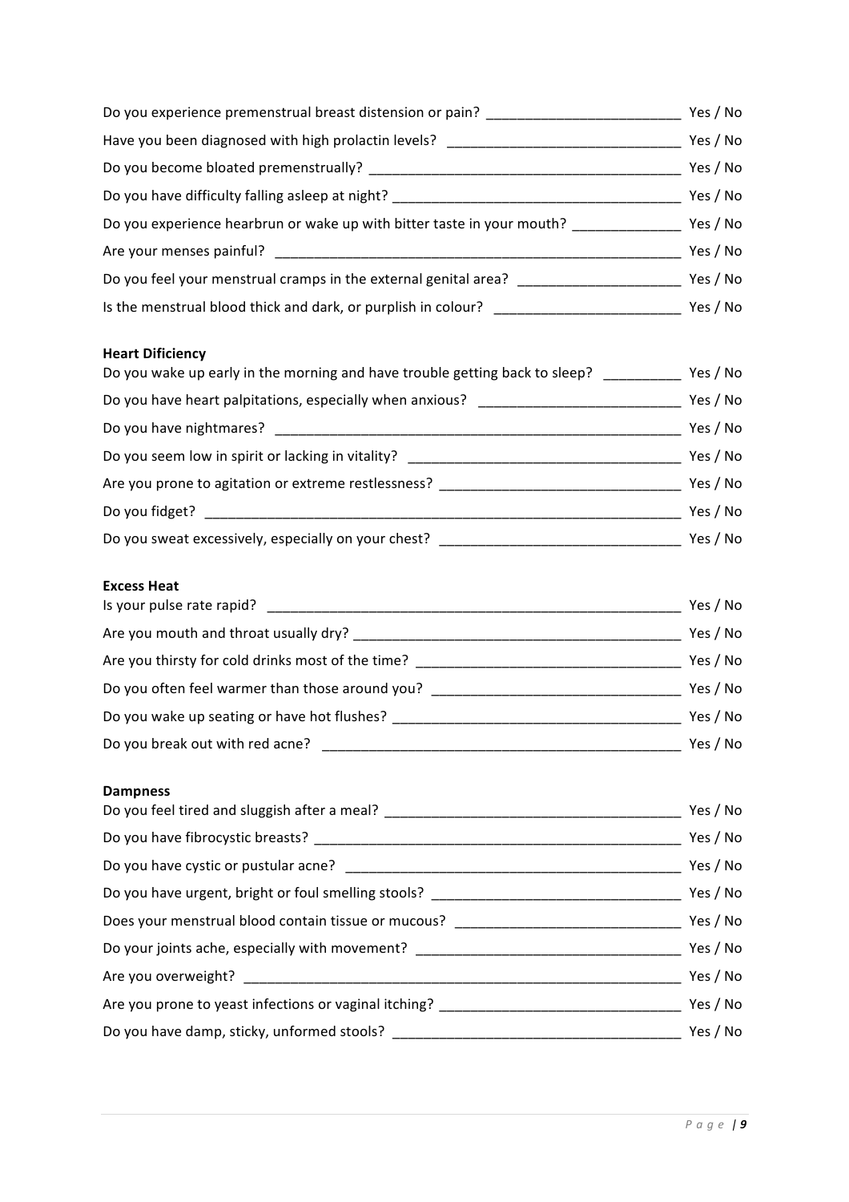Do you experience premenstrual breast distension or pain? ________________________ Yes / No

Have you been diagnosed with high prolactin levels? ______________________________ Yes / No

Do you become bloated premenstrually? ________________________________________ Yes / No

Do you have difficulty falling asleep at night? _____________________________________ Yes / No

Do you experience hearbrun or wake up with bitter taste in your mouth? _____________ Yes / No

Are your menses painful? _____________________________________________________ Yes / No

Do you feel your menstrual cramps in the external genital area? ____________________ Yes / No

Is the menstrual blood thick and dark, or purplish in colour? ________________________ Yes / No

**Heart Dificiency**

Do you wake up early in the morning and have trouble getting back to sleep? __________ Yes / No

Do you have heart palpitations, especially when anxious? __________________________ Yes / No

Do you have nightmares? _____________________________________________________ Yes / No

Do you seem low in spirit or lacking in vitality? __________________________________ Yes / No

Are you prone to agitation or extreme restlessness? ______________________________ Yes / No

Do you fidget? _____________________________________________________________ Yes / No

Do you sweat excessively, especially on your chest? ______________________________ Yes / No

**Excess Heat**

Is your pulse rate rapid? _____________________________________________________ Yes / No

Are you mouth and throat usually dry? __________________________________________ Yes / No

Are you thirsty for cold drinks most of the time? _________________________________ Yes / No

Do you often feel warmer than those around you? _______________________________ Yes / No

Do you wake up seating or have hot flushes? ____________________________________ Yes / No

Do you break out with red acne? ______________________________________________ Yes / No

**Dampness**

Do you feel tired and sluggish after a meal? _____________________________________ Yes / No

Do you have fibrocystic breasts? _______________________________________________ Yes / No

Do you have cystic or pustular acne? ___________________________________________ Yes / No

Do you have urgent, bright or foul smelling stools? _______________________________ Yes / No

Does your menstrual blood contain tissue or mucous? _____________________________ Yes / No

Do your joints ache, especially with movement? _________________________________ Yes / No

Are you overweight? ________________________________________________________ Yes / No

Are you prone to yeast infections or vaginal itching? ______________________________ Yes / No

Do you have damp, sticky, unformed stools? _____________________________________ Yes / No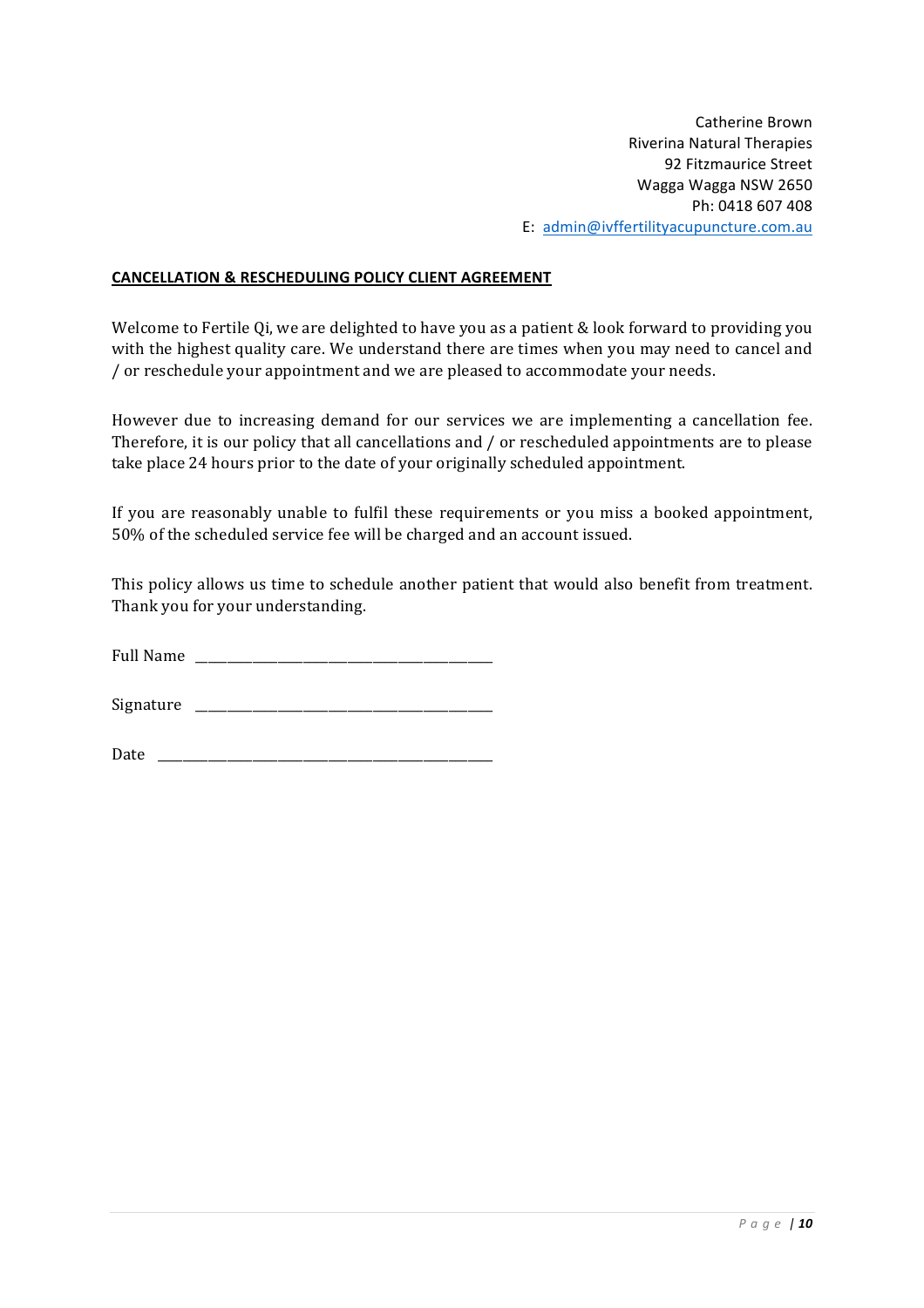Catherine Brown
Riverina Natural Therapies
92 Fitzmaurice Street
Wagga Wagga NSW 2650
Ph: 0418 607 408
E: [admin@ivffertilityacupuncture.com.au](mailto:admin@ivffertilityacupuncture.com.au)

**CANCELLATION & RESCHEDULING POLICY CLIENT AGREEMENT**

Welcome to Fertile Qi, we are delighted to have you as a patient & look forward to providing you with the highest quality care. We understand there are times when you may need to cancel and / or reschedule your appointment and we are pleased to accommodate your needs.

However due to increasing demand for our services we are implementing a cancellation fee. Therefore, it is our policy that all cancellations and / or rescheduled appointments are to please take place 24 hours prior to the date of your originally scheduled appointment.

If you are reasonably unable to fulfil these requirements or you miss a booked appointment, 50% of the scheduled service fee will be charged and an account issued.

This policy allows us time to schedule another patient that would also benefit from treatment. Thank you for your understanding.

Full Name ___________________________________________

Signature ___________________________________________

Date ______________________________________________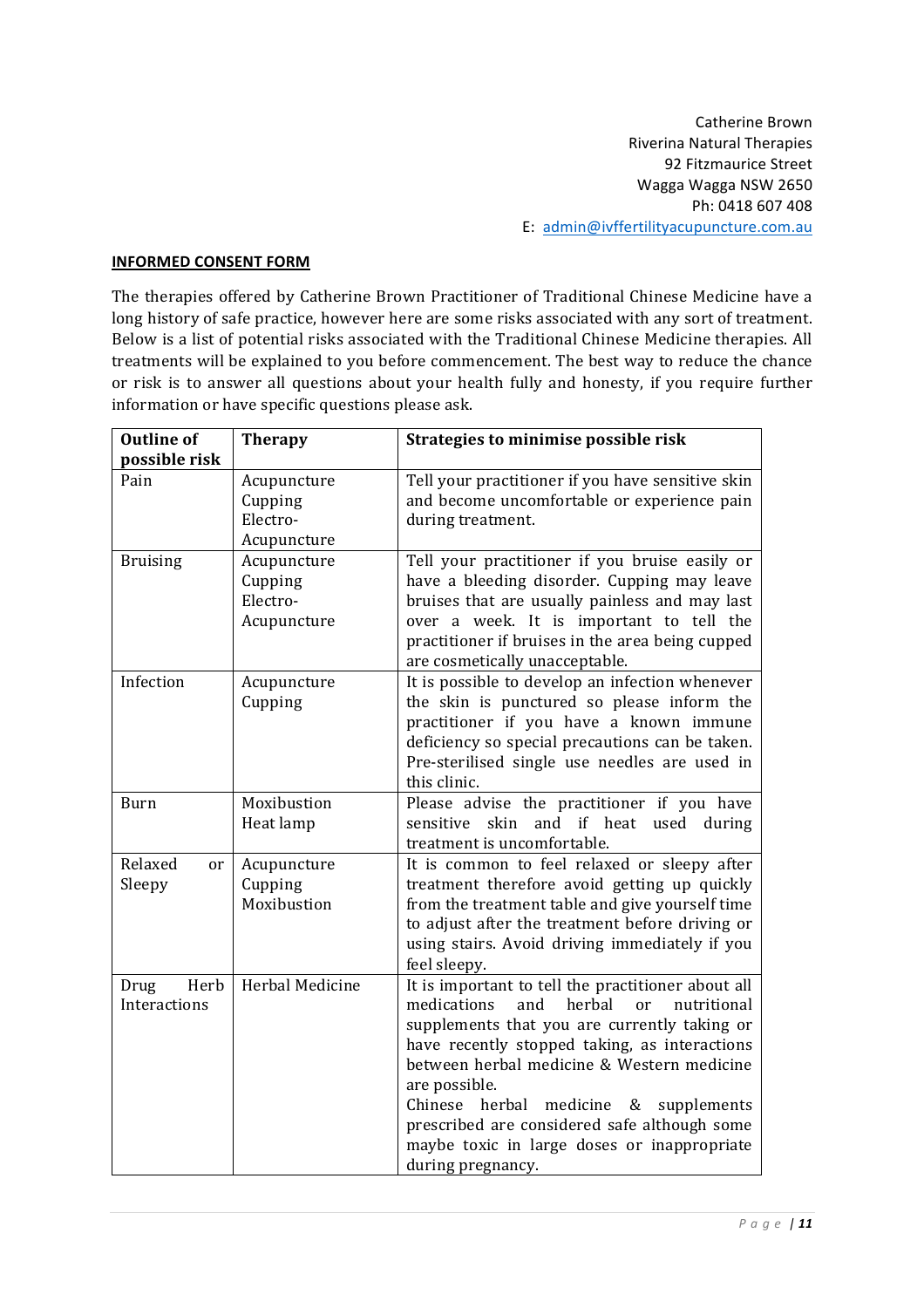Catherine Brown
Riverina Natural Therapies
92 Fitzmaurice Street
Wagga Wagga NSW 2650
Ph: 0418 607 408
E: admin@ivffertilityacupuncture.com.au

**INFORMED CONSENT FORM**

The therapies offered by Catherine Brown Practitioner of Traditional Chinese Medicine have a long history of safe practice, however here are some risks associated with any sort of treatment. Below is a list of potential risks associated with the Traditional Chinese Medicine therapies. All treatments will be explained to you before commencement. The best way to reduce the chance or risk is to answer all questions about your health fully and honesty, if you require further information or have specific questions please ask.

| Outline of possible risk | Therapy | Strategies to minimise possible risk |
|---|---|---|
| Pain | Acupuncture<br>Cupping<br>Electro-Acupuncture | Tell your practitioner if you have sensitive skin and become uncomfortable or experience pain during treatment. |
| Bruising | Acupuncture<br>Cupping<br>Electro-Acupuncture | Tell your practitioner if you bruise easily or have a bleeding disorder. Cupping may leave bruises that are usually painless and may last over a week. It is important to tell the practitioner if bruises in the area being cupped are cosmetically unacceptable. |
| Infection | Acupuncture<br>Cupping | It is possible to develop an infection whenever the skin is punctured so please inform the practitioner if you have a known immune deficiency so special precautions can be taken. Pre-sterilised single use needles are used in this clinic. |
| Burn | Moxibustion<br>Heat lamp | Please advise the practitioner if you have sensitive skin and if heat used during treatment is uncomfortable. |
| Relaxed or Sleepy | Acupuncture<br>Cupping<br>Moxibustion | It is common to feel relaxed or sleepy after treatment therefore avoid getting up quickly from the treatment table and give yourself time to adjust after the treatment before driving or using stairs. Avoid driving immediately if you feel sleepy. |
| Drug Herb Interactions | Herbal Medicine | It is important to tell the practitioner about all medications and herbal or nutritional supplements that you are currently taking or have recently stopped taking, as interactions between herbal medicine & Western medicine are possible.<br>Chinese herbal medicine & supplements prescribed are considered safe although some maybe toxic in large doses or inappropriate during pregnancy. |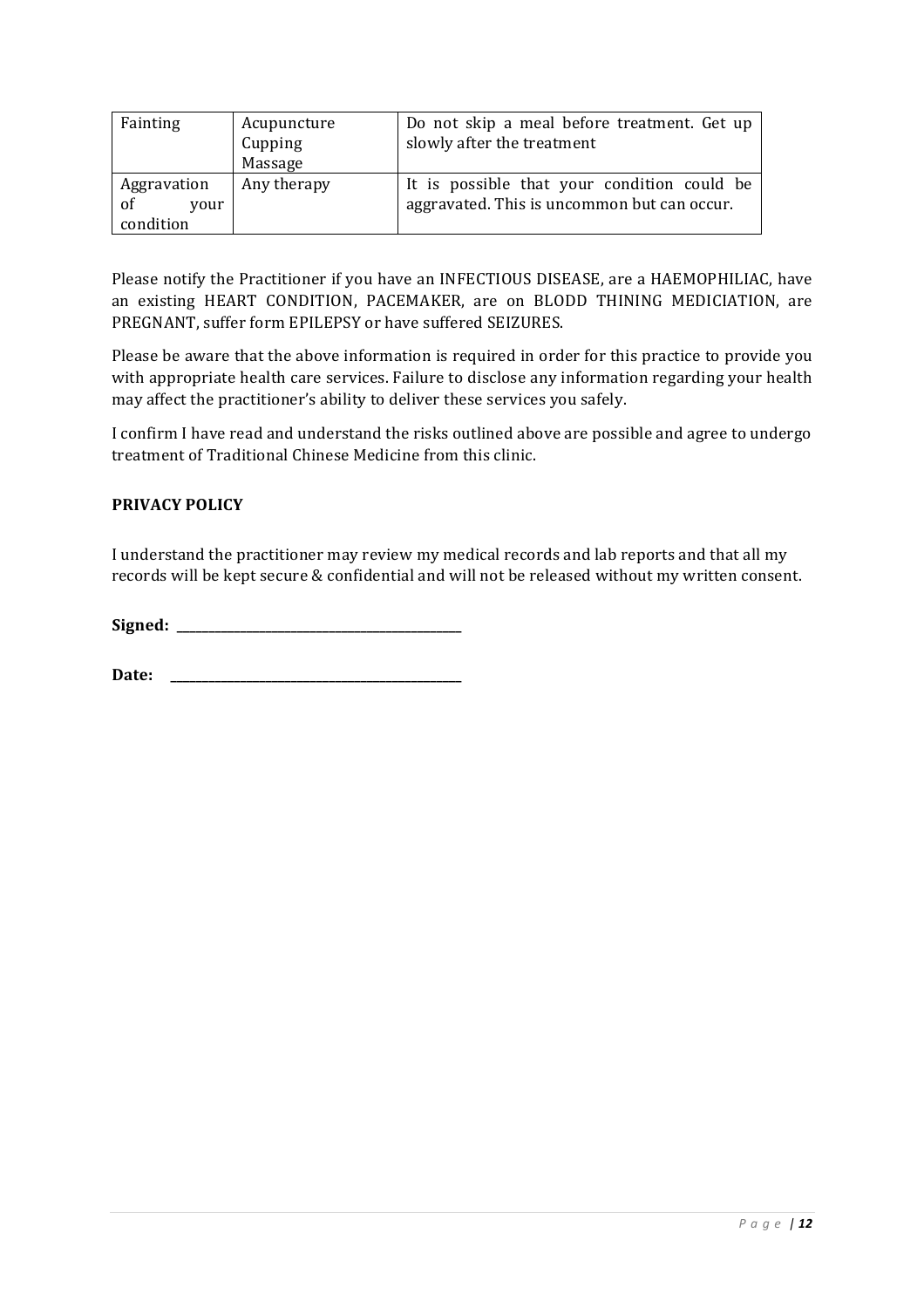| | | |
|---|---|---|
| Fainting | Acupuncture<br>Cupping<br>Massage | Do not skip a meal before treatment. Get up slowly after the treatment |
| Aggravation of your condition | Any therapy | It is possible that your condition could be aggravated. This is uncommon but can occur. |

Please notify the Practitioner if you have an INFECTIOUS DISEASE, are a HAEMOPHILIAC, have an existing HEART CONDITION, PACEMAKER, are on BLODD THINING MEDICIATION, are PREGNANT, suffer form EPILEPSY or have suffered SEIZURES.

Please be aware that the above information is required in order for this practice to provide you with appropriate health care services. Failure to disclose any information regarding your health may affect the practitioner's ability to deliver these services you safely.

I confirm I have read and understand the risks outlined above are possible and agree to undergo treatment of Traditional Chinese Medicine from this clinic.

**PRIVACY POLICY**

I understand the practitioner may review my medical records and lab reports and that all my records will be kept secure & confidential and will not be released without my written consent.

**Signed:** ______________________________

**Date:** ______________________________